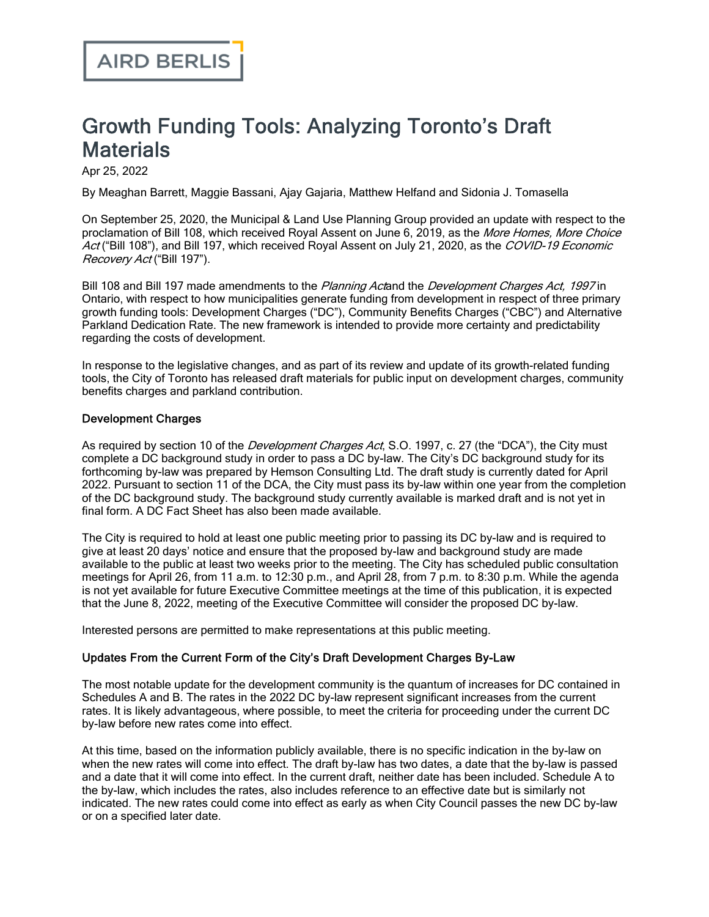AIRD BERLIS

# Growth Funding Tools: Analyzing Toronto's Draft Materials

Apr 25, 2022

By Meaghan Barrett, Maggie Bassani, Ajay Gajaria, Matthew Helfand and Sidonia J. Tomasella

On September 25, 2020, the Municipal & Land Use Planning Group provided an update with respect to the proclamation of Bill 108, which received Royal Assent on June 6, 2019, as the *More Homes, More Choice Act* ("Bill 108"), and Bill 197, which received Royal Assent on July 21, 2020, as the *COVID-19 Economic Recovery Act* ("Bill 197").

Bill 108 and Bill 197 made amendments to the *Planning Act*and the *Development Charges Act, 1997* in Ontario, with respect to how municipalities generate funding from development in respect of three primary growth funding tools: Development Charges ("DC"), Community Benefits Charges ("CBC") and Alternative Parkland Dedication Rate. The new framework is intended to provide more certainty and predictability regarding the costs of development.

In response to the legislative changes, and as part of its review and update of its growth-related funding tools, the City of Toronto has released draft materials for public input on development charges, community benefits charges and parkland contribution.

### Development Charges

As required by section 10 of the *Development Charges Act*, S.O. 1997, c. 27 (the "DCA"), the City must complete a DC background study in order to pass a DC by-law. The City's DC background study for its forthcoming by-law was prepared by Hemson Consulting Ltd. The draft study is currently dated for April 2022. Pursuant to section 11 of the DCA, the City must pass its by-law within one year from the completion of the DC background study. The background study currently available is marked draft and is not yet in final form. A DC Fact Sheet has also been made available.

The City is required to hold at least one public meeting prior to passing its DC by-law and is required to give at least 20 days' notice and ensure that the proposed by-law and background study are made available to the public at least two weeks prior to the meeting. The City has scheduled public consultation meetings for April 26, from 11 a.m. to 12:30 p.m., and April 28, from 7 p.m. to 8:30 p.m. While the agenda is not yet available for future Executive Committee meetings at the time of this publication, it is expected that the June 8, 2022, meeting of the Executive Committee will consider the proposed DC by-law.

Interested persons are permitted to make representations at this public meeting.

### Updates From the Current Form of the City's Draft Development Charges By-Law

The most notable update for the development community is the quantum of increases for DC contained in Schedules A and B. The rates in the 2022 DC by-law represent significant increases from the current rates. It is likely advantageous, where possible, to meet the criteria for proceeding under the current DC by-law before new rates come into effect.

At this time, based on the information publicly available, there is no specific indication in the by-law on when the new rates will come into effect. The draft by-law has two dates, a date that the by-law is passed and a date that it will come into effect. In the current draft, neither date has been included. Schedule A to the by-law, which includes the rates, also includes reference to an effective date but is similarly not indicated. The new rates could come into effect as early as when City Council passes the new DC by-law or on a specified later date.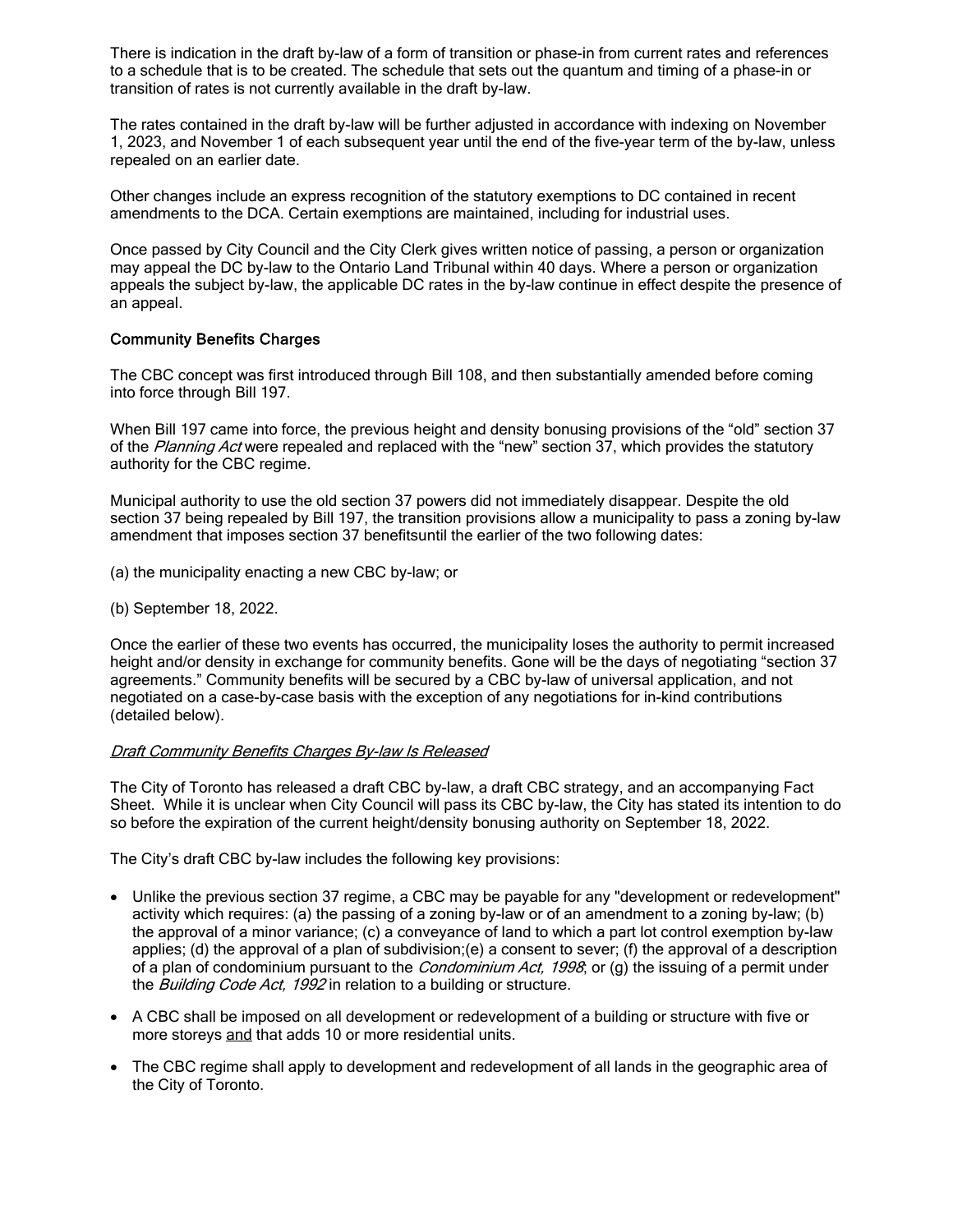There is indication in the draft by-law of a form of transition or phase-in from current rates and references to a schedule that is to be created. The schedule that sets out the quantum and timing of a phase-in or transition of rates is not currently available in the draft by-law.

The rates contained in the draft by-law will be further adjusted in accordance with indexing on November 1, 2023, and November 1 of each subsequent year until the end of the five-year term of the by-law, unless repealed on an earlier date.

Other changes include an express recognition of the statutory exemptions to DC contained in recent amendments to the DCA. Certain exemptions are maintained, including for industrial uses.

Once passed by City Council and the City Clerk gives written notice of passing, a person or organization may appeal the DC by-law to the Ontario Land Tribunal within 40 days. Where a person or organization appeals the subject by-law, the applicable DC rates in the by-law continue in effect despite the presence of an appeal.

### Community Benefits Charges

The CBC concept was first introduced through Bill 108, and then substantially amended before coming into force through Bill 197.

When Bill 197 came into force, the previous height and density bonusing provisions of the "old" section 37 of the *Planning Act* were repealed and replaced with the "new" section 37, which provides the statutory authority for the CBC regime.

Municipal authority to use the old section 37 powers did not immediately disappear. Despite the old section 37 being repealed by Bill 197, the transition provisions allow a municipality to pass a zoning by-law amendment that imposes section 37 benefitsuntil the earlier of the two following dates:

(a) the municipality enacting a new CBC by-law; or

(b) September 18, 2022.

Once the earlier of these two events has occurred, the municipality loses the authority to permit increased height and/or density in exchange for community benefits. Gone will be the days of negotiating "section 37 agreements." Community benefits will be secured by a CBC by-law of universal application, and not negotiated on a case-by-case basis with the exception of any negotiations for in-kind contributions (detailed below).

*Draft Community Benefits Charges By-law Is Released*

The City of Toronto has released a draft CBC by-law, a draft CBC strategy, and an accompanying Fact Sheet. While it is unclear when City Council will pass its CBC by-law, the City has stated its intention to do so before the expiration of the current height/density bonusing authority on September 18, 2022.

The City's draft CBC by-law includes the following key provisions:

- Unlike the previous section 37 regime, a CBC may be payable for any "development or redevelopment" activity which requires: (a) the passing of a zoning by-law or of an amendment to a zoning by-law; (b) the approval of a minor variance; (c) a conveyance of land to which a part lot control exemption by-law applies; (d) the approval of a plan of subdivision;(e) a consent to sever; (f) the approval of a description of a plan of condominium pursuant to the *Condominium Act, 1998*; or (g) the issuing of a permit under the *Building Code Act, 1992* in relation to a building or structure.
- A CBC shall be imposed on all development or redevelopment of a building or structure with five or more storeys and that adds 10 or more residential units.
- The CBC regime shall apply to development and redevelopment of all lands in the geographic area of the City of Toronto.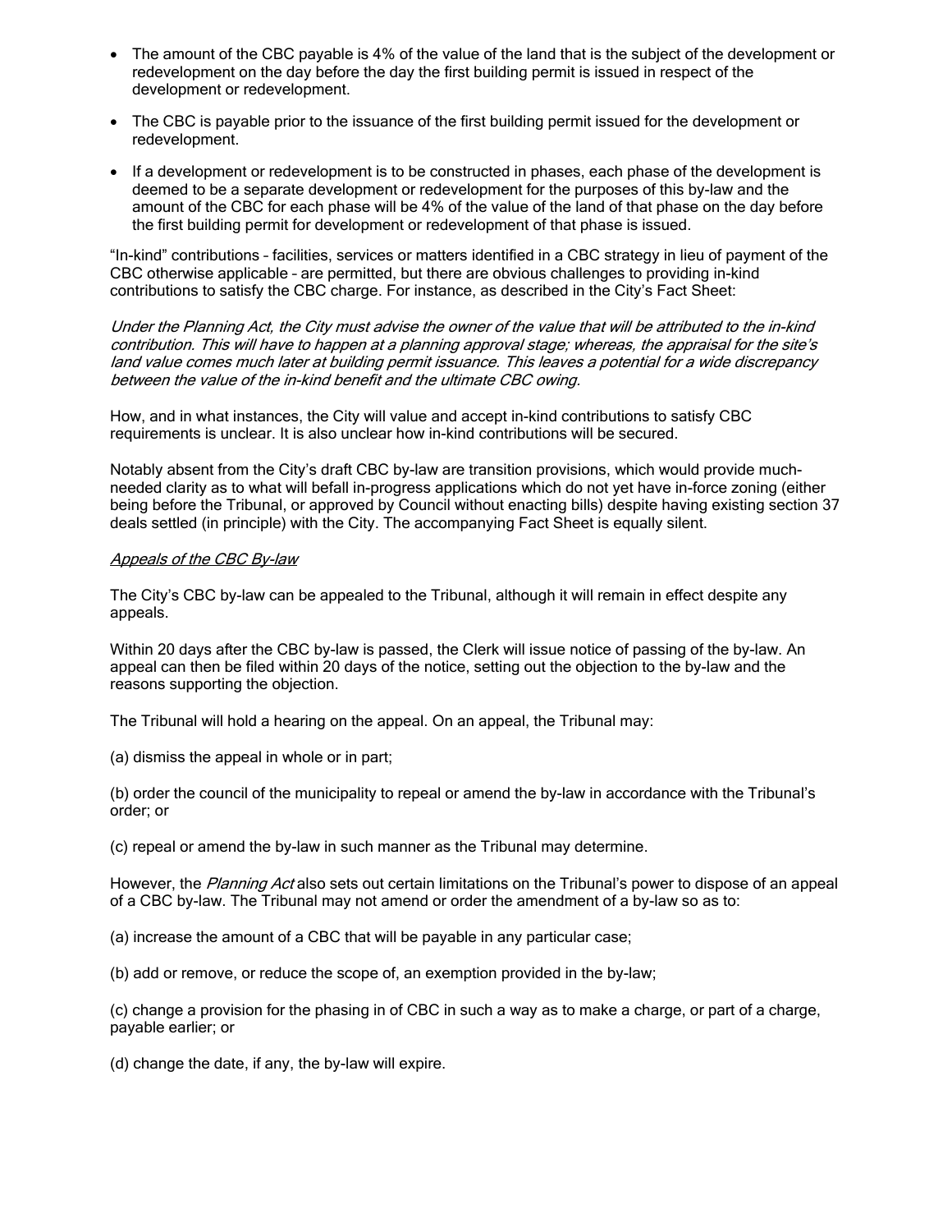- The amount of the CBC payable is 4% of the value of the land that is the subject of the development or redevelopment on the day before the day the first building permit is issued in respect of the development or redevelopment.
- The CBC is payable prior to the issuance of the first building permit issued for the development or redevelopment.
- If a development or redevelopment is to be constructed in phases, each phase of the development is deemed to be a separate development or redevelopment for the purposes of this by-law and the amount of the CBC for each phase will be 4% of the value of the land of that phase on the day before the first building permit for development or redevelopment of that phase is issued.

"In-kind" contributions – facilities, services or matters identified in a CBC strategy in lieu of payment of the CBC otherwise applicable – are permitted, but there are obvious challenges to providing in-kind contributions to satisfy the CBC charge. For instance, as described in the City's Fact Sheet:

*Under the Planning Act, the City must advise the owner of the value that will be attributed to the in-kind contribution. This will have to happen at a planning approval stage; whereas, the appraisal for the site's land value comes much later at building permit issuance. This leaves a potential for a wide discrepancy between the value of the in-kind benefit and the ultimate CBC owing.*

How, and in what instances, the City will value and accept in-kind contributions to satisfy CBC requirements is unclear. It is also unclear how in-kind contributions will be secured.

Notably absent from the City's draft CBC by-law are transition provisions, which would provide much-needed clarity as to what will befall in-progress applications which do not yet have in-force zoning (either being before the Tribunal, or approved by Council without enacting bills) despite having existing section 37 deals settled (in principle) with the City. The accompanying Fact Sheet is equally silent.

*Appeals of the CBC By-law*

The City's CBC by-law can be appealed to the Tribunal, although it will remain in effect despite any appeals.

Within 20 days after the CBC by-law is passed, the Clerk will issue notice of passing of the by-law. An appeal can then be filed within 20 days of the notice, setting out the objection to the by-law and the reasons supporting the objection.

The Tribunal will hold a hearing on the appeal. On an appeal, the Tribunal may:

(a) dismiss the appeal in whole or in part;

(b) order the council of the municipality to repeal or amend the by-law in accordance with the Tribunal's order; or

(c) repeal or amend the by-law in such manner as the Tribunal may determine.

However, the *Planning Act* also sets out certain limitations on the Tribunal's power to dispose of an appeal of a CBC by-law. The Tribunal may not amend or order the amendment of a by-law so as to:

(a) increase the amount of a CBC that will be payable in any particular case;

(b) add or remove, or reduce the scope of, an exemption provided in the by-law;

(c) change a provision for the phasing in of CBC in such a way as to make a charge, or part of a charge, payable earlier; or

(d) change the date, if any, the by-law will expire.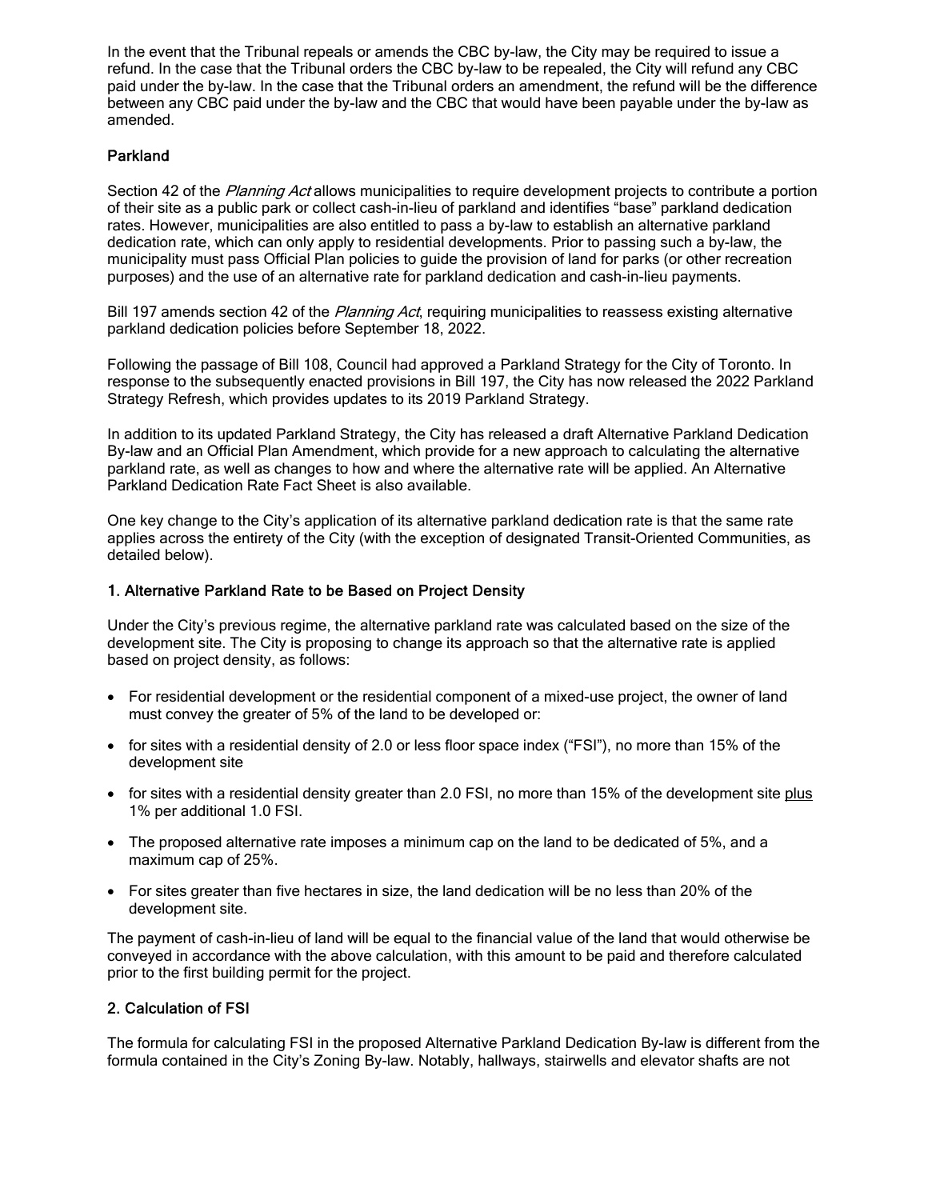In the event that the Tribunal repeals or amends the CBC by-law, the City may be required to issue a refund. In the case that the Tribunal orders the CBC by-law to be repealed, the City will refund any CBC paid under the by-law. In the case that the Tribunal orders an amendment, the refund will be the difference between any CBC paid under the by-law and the CBC that would have been payable under the by-law as amended.

### Parkland

Section 42 of the *Planning Act* allows municipalities to require development projects to contribute a portion of their site as a public park or collect cash-in-lieu of parkland and identifies "base" parkland dedication rates. However, municipalities are also entitled to pass a by-law to establish an alternative parkland dedication rate, which can only apply to residential developments. Prior to passing such a by-law, the municipality must pass Official Plan policies to guide the provision of land for parks (or other recreation purposes) and the use of an alternative rate for parkland dedication and cash-in-lieu payments.

Bill 197 amends section 42 of the *Planning Act*, requiring municipalities to reassess existing alternative parkland dedication policies before September 18, 2022.

Following the passage of Bill 108, Council had approved a Parkland Strategy for the City of Toronto. In response to the subsequently enacted provisions in Bill 197, the City has now released the 2022 Parkland Strategy Refresh, which provides updates to its 2019 Parkland Strategy.

In addition to its updated Parkland Strategy, the City has released a draft Alternative Parkland Dedication By-law and an Official Plan Amendment, which provide for a new approach to calculating the alternative parkland rate, as well as changes to how and where the alternative rate will be applied. An Alternative Parkland Dedication Rate Fact Sheet is also available.

One key change to the City's application of its alternative parkland dedication rate is that the same rate applies across the entirety of the City (with the exception of designated Transit-Oriented Communities, as detailed below).

#### 1. Alternative Parkland Rate to be Based on Project Density

Under the City's previous regime, the alternative parkland rate was calculated based on the size of the development site. The City is proposing to change its approach so that the alternative rate is applied based on project density, as follows:

- For residential development or the residential component of a mixed-use project, the owner of land must convey the greater of 5% of the land to be developed or:
- for sites with a residential density of 2.0 or less floor space index ("FSI"), no more than 15% of the development site
- for sites with a residential density greater than 2.0 FSI, no more than 15% of the development site plus 1% per additional 1.0 FSI.
- The proposed alternative rate imposes a minimum cap on the land to be dedicated of 5%, and a maximum cap of 25%.
- For sites greater than five hectares in size, the land dedication will be no less than 20% of the development site.

The payment of cash-in-lieu of land will be equal to the financial value of the land that would otherwise be conveyed in accordance with the above calculation, with this amount to be paid and therefore calculated prior to the first building permit for the project.

#### 2. Calculation of FSI

The formula for calculating FSI in the proposed Alternative Parkland Dedication By-law is different from the formula contained in the City's Zoning By-law. Notably, hallways, stairwells and elevator shafts are not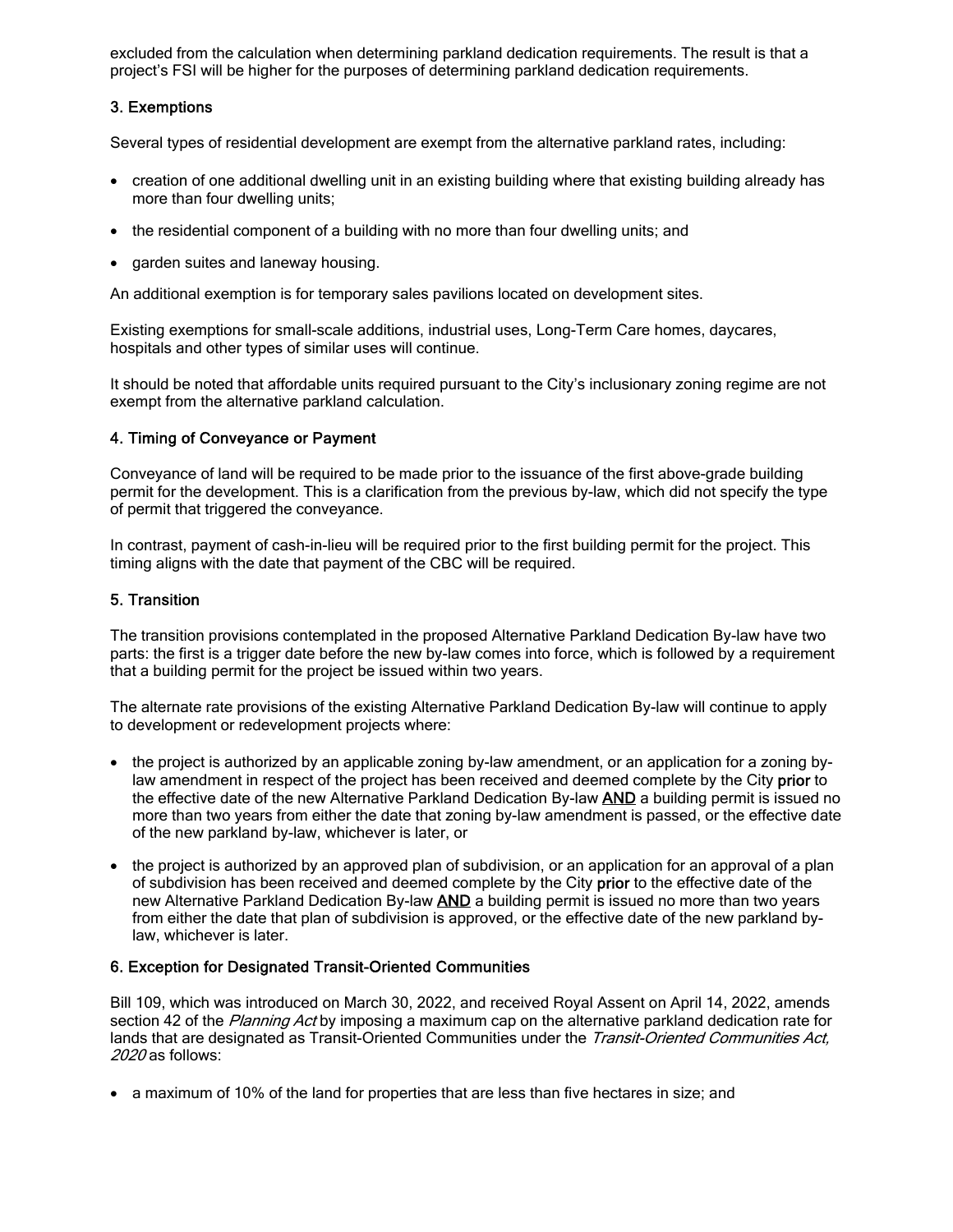excluded from the calculation when determining parkland dedication requirements. The result is that a project's FSI will be higher for the purposes of determining parkland dedication requirements.

### 3. Exemptions

Several types of residential development are exempt from the alternative parkland rates, including:

- creation of one additional dwelling unit in an existing building where that existing building already has more than four dwelling units;
- the residential component of a building with no more than four dwelling units; and
- garden suites and laneway housing.

An additional exemption is for temporary sales pavilions located on development sites.

Existing exemptions for small-scale additions, industrial uses, Long-Term Care homes, daycares, hospitals and other types of similar uses will continue.

It should be noted that affordable units required pursuant to the City's inclusionary zoning regime are not exempt from the alternative parkland calculation.

### 4. Timing of Conveyance or Payment

Conveyance of land will be required to be made prior to the issuance of the first above-grade building permit for the development. This is a clarification from the previous by-law, which did not specify the type of permit that triggered the conveyance.

In contrast, payment of cash-in-lieu will be required prior to the first building permit for the project. This timing aligns with the date that payment of the CBC will be required.

### 5. Transition

The transition provisions contemplated in the proposed Alternative Parkland Dedication By-law have two parts: the first is a trigger date before the new by-law comes into force, which is followed by a requirement that a building permit for the project be issued within two years.

The alternate rate provisions of the existing Alternative Parkland Dedication By-law will continue to apply to development or redevelopment projects where:

- the project is authorized by an applicable zoning by-law amendment, or an application for a zoning by-law amendment in respect of the project has been received and deemed complete by the City **prior** to the effective date of the new Alternative Parkland Dedication By-law **AND** a building permit is issued no more than two years from either the date that zoning by-law amendment is passed, or the effective date of the new parkland by-law, whichever is later, or
- the project is authorized by an approved plan of subdivision, or an application for an approval of a plan of subdivision has been received and deemed complete by the City **prior** to the effective date of the new Alternative Parkland Dedication By-law **AND** a building permit is issued no more than two years from either the date that plan of subdivision is approved, or the effective date of the new parkland by-law, whichever is later.

### 6. Exception for Designated Transit-Oriented Communities

Bill 109, which was introduced on March 30, 2022, and received Royal Assent on April 14, 2022, amends section 42 of the *Planning Act* by imposing a maximum cap on the alternative parkland dedication rate for lands that are designated as Transit-Oriented Communities under the *Transit-Oriented Communities Act, 2020* as follows:

- a maximum of 10% of the land for properties that are less than five hectares in size; and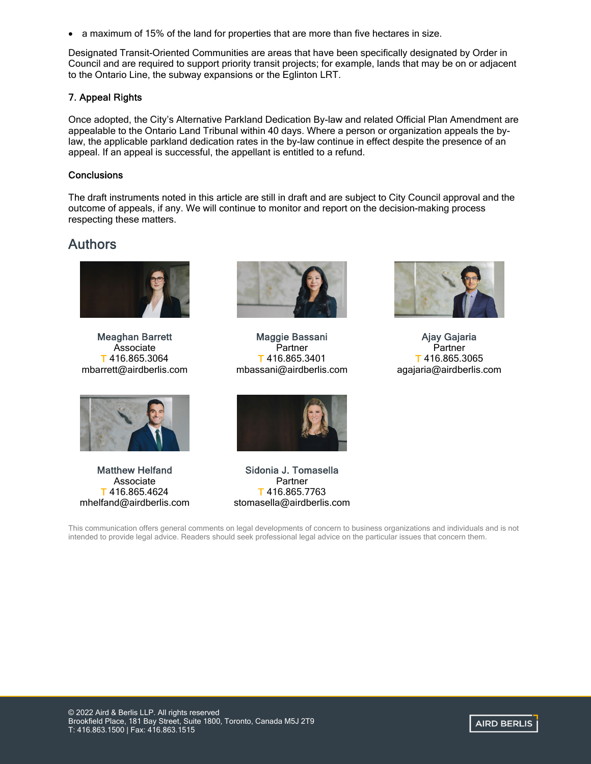- a maximum of 15% of the land for properties that are more than five hectares in size.

Designated Transit-Oriented Communities are areas that have been specifically designated by Order in Council and are required to support priority transit projects; for example, lands that may be on or adjacent to the Ontario Line, the subway expansions or the Eglinton LRT.

### 7. Appeal Rights

Once adopted, the City's Alternative Parkland Dedication By-law and related Official Plan Amendment are appealable to the Ontario Land Tribunal within 40 days. Where a person or organization appeals the by-law, the applicable parkland dedication rates in the by-law continue in effect despite the presence of an appeal. If an appeal is successful, the appellant is entitled to a refund.

### Conclusions

The draft instruments noted in this article are still in draft and are subject to City Council approval and the outcome of appeals, if any. We will continue to monitor and report on the decision-making process respecting these matters.

## Authors

**Meaghan Barrett**
Associate
T 416.865.3064
mbarrett@airdberlis.com

**Maggie Bassani**
Partner
T 416.865.3401
mbassani@airdberlis.com

**Ajay Gajaria**
Partner
T 416.865.3065
agajaria@airdberlis.com

**Matthew Helfand**
Associate
T 416.865.4624
mhelfand@airdberlis.com

**Sidonia J. Tomasella**
Partner
T 416.865.7763
stomasella@airdberlis.com

This communication offers general comments on legal developments of concern to business organizations and individuals and is not intended to provide legal advice. Readers should seek professional legal advice on the particular issues that concern them.

© 2022 Aird & Berlis LLP. All rights reserved
Brookfield Place, 181 Bay Street, Suite 1800, Toronto, Canada M5J 2T9
T: 416.863.1500 | Fax: 416.863.1515

AIRD BERLIS